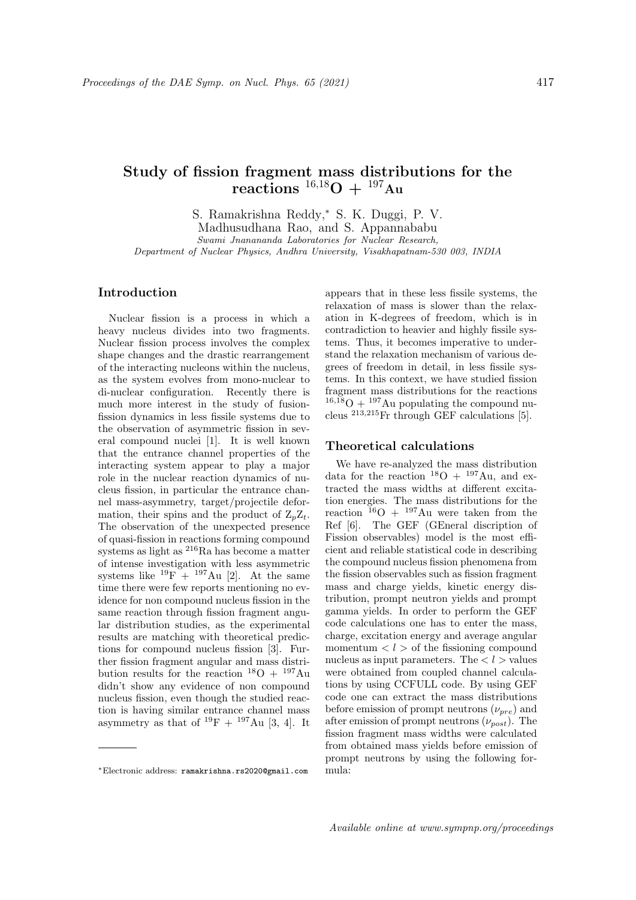# Study of fission fragment mass distributions for the reactions $^{16,18}$O + $^{197}$Au

S. Ramakrishna Reddy,* S. K. Duggi, P. V. Madhusudhana Rao, and S. Appannababu

*Swami Jnanananda Laboratories for Nuclear Research, Department of Nuclear Physics, Andhra University, Visakhapatnam-530 003, INDIA*

## Introduction

Nuclear fission is a process in which a heavy nucleus divides into two fragments. Nuclear fission process involves the complex shape changes and the drastic rearrangement of the interacting nucleons within the nucleus, as the system evolves from mono-nuclear to di-nuclear configuration. Recently there is much more interest in the study of fusion-fission dynamics in less fissile systems due to the observation of asymmetric fission in several compound nuclei [1]. It is well known that the entrance channel properties of the interacting system appear to play a major role in the nuclear reaction dynamics of nucleus fission, in particular the entrance channel mass-asymmetry, target/projectile deformation, their spins and the product of $Z_pZ_t$. The observation of the unexpected presence of quasi-fission in reactions forming compound systems as light as $^{216}$Ra has become a matter of intense investigation with less asymmetric systems like $^{19}$F + $^{197}$Au [2]. At the same time there were few reports mentioning no evidence for non compound nucleus fission in the same reaction through fission fragment angular distribution studies, as the experimental results are matching with theoretical predictions for compound nucleus fission [3]. Further fission fragment angular and mass distribution results for the reaction $^{18}$O + $^{197}$Au didn't show any evidence of non compound nucleus fission, even though the studied reaction is having similar entrance channel mass asymmetry as that of $^{19}$F + $^{197}$Au [3, 4]. It appears that in these less fissile systems, the relaxation of mass is slower than the relaxation in K-degrees of freedom, which is in contradiction to heavier and highly fissile systems. Thus, it becomes imperative to understand the relaxation mechanism of various degrees of freedom in detail, in less fissile systems. In this context, we have studied fission fragment mass distributions for the reactions $^{16,18}$O + $^{197}$Au populating the compound nucleus $^{213,215}$Fr through GEF calculations [5].

## Theoretical calculations

We have re-analyzed the mass distribution data for the reaction $^{18}$O + $^{197}$Au, and extracted the mass widths at different excitation energies. The mass distributions for the reaction $^{16}$O + $^{197}$Au were taken from the Ref [6]. The GEF (GEneral discription of Fission observables) model is the most efficient and reliable statistical code in describing the compound nucleus fission phenomena from the fission observables such as fission fragment mass and charge yields, kinetic energy distribution, prompt neutron yields and prompt gamma yields. In order to perform the GEF code calculations one has to enter the mass, charge, excitation energy and average angular momentum $< l >$ of the fissioning compound nucleus as input parameters. The $< l >$ values were obtained from coupled channel calculations by using CCFULL code. By using GEF code one can extract the mass distributions before emission of prompt neutrons ($\nu_{pre}$) and after emission of prompt neutrons ($\nu_{post}$). The fission fragment mass widths were calculated from obtained mass yields before emission of prompt neutrons by using the following formula:

*Electronic address: ramakrishna.rs2020@gmail.com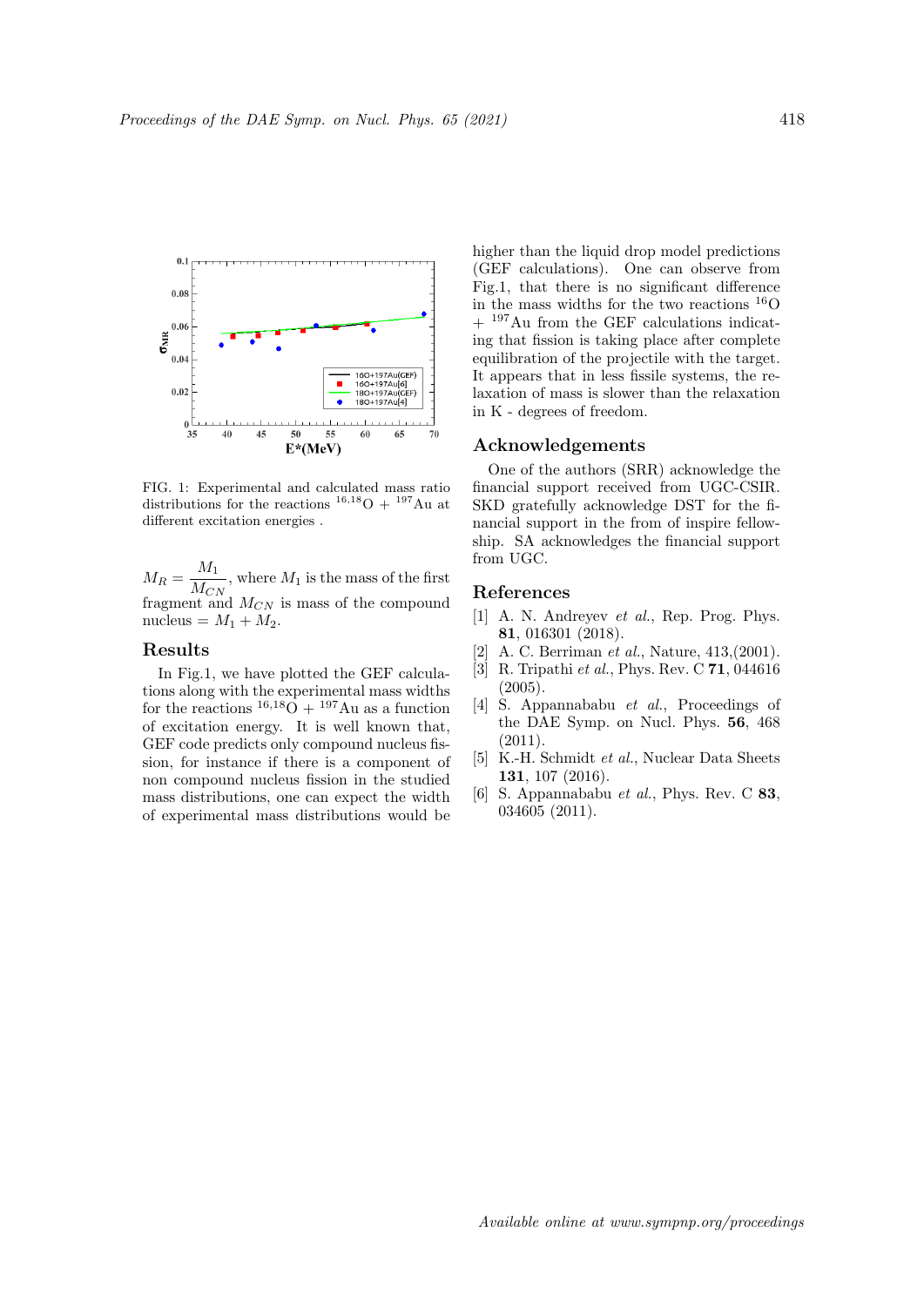0.1
0.08
0.06
0.04
0.02
0
$\sigma_{MR}$
35 40 45 50 55 60 65 70
E*(MeV)
16O+197Au(GEF)
16O+197Au[6]
18O+197Au(GEF)
18O+197Au[4]

FIG. 1: Experimental and calculated mass ratio distributions for the reactions $^{16,18}$O + $^{197}$Au at different excitation energies .

$M_R = \dfrac{M_1}{M_{CN}}$, where $M_1$ is the mass of the first fragment and $M_{CN}$ is mass of the compound nucleus = $M_1 + M_2$.

## Results

In Fig.1, we have plotted the GEF calculations along with the experimental mass widths for the reactions $^{16,18}$O + $^{197}$Au as a function of excitation energy. It is well known that, GEF code predicts only compound nucleus fission, for instance if there is a component of non compound nucleus fission in the studied mass distributions, one can expect the width of experimental mass distributions would be higher than the liquid drop model predictions (GEF calculations). One can observe from Fig.1, that there is no significant difference in the mass widths for the two reactions $^{16}$O + $^{197}$Au from the GEF calculations indicating that fission is taking place after complete equilibration of the projectile with the target. It appears that in less fissile systems, the relaxation of mass is slower than the relaxation in K - degrees of freedom.

## Acknowledgements

One of the authors (SRR) acknowledge the financial support received from UGC-CSIR. SKD gratefully acknowledge DST for the financial support in the from of inspire fellowship. SA acknowledges the financial support from UGC.

## References

[1] A. N. Andreyev *et al.*, Rep. Prog. Phys. **81**, 016301 (2018).

[2] A. C. Berriman *et al.*, Nature, 413,(2001).

[3] R. Tripathi *et al.*, Phys. Rev. C **71**, 044616 (2005).

[4] S. Appannababu *et al.*, Proceedings of the DAE Symp. on Nucl. Phys. **56**, 468 (2011).

[5] K.-H. Schmidt *et al.*, Nuclear Data Sheets **131**, 107 (2016).

[6] S. Appannababu *et al.*, Phys. Rev. C **83**, 034605 (2011).